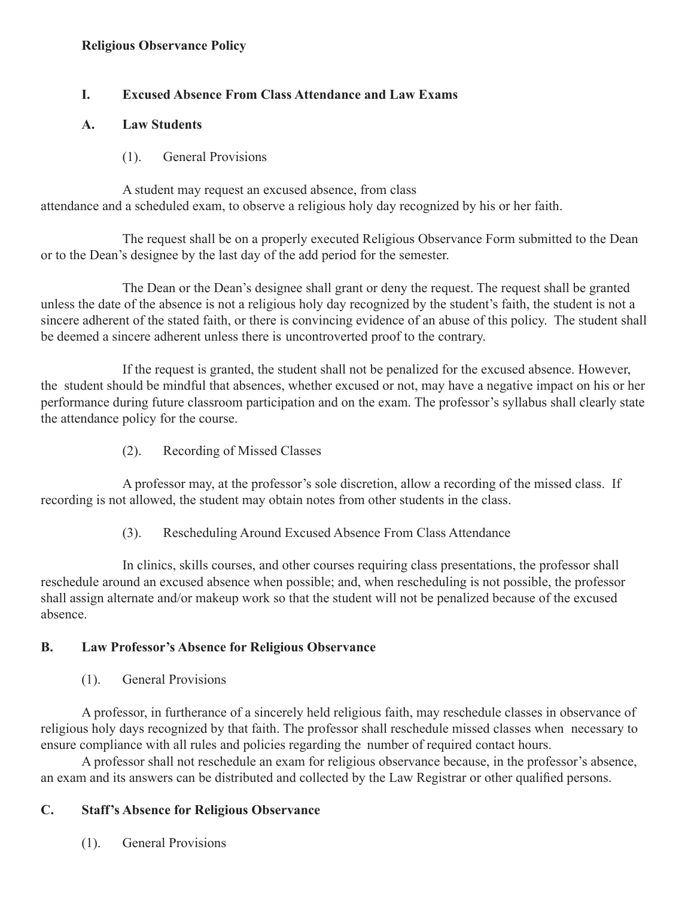**Religious Observance Policy**

## I. Excused Absence From Class Attendance and Law Exams

### A. Law Students

(1). General Provisions

A student may request an excused absence, from class attendance and a scheduled exam, to observe a religious holy day recognized by his or her faith.

The request shall be on a properly executed Religious Observance Form submitted to the Dean or to the Dean's designee by the last day of the add period for the semester.

The Dean or the Dean's designee shall grant or deny the request. The request shall be granted unless the date of the absence is not a religious holy day recognized by the student's faith, the student is not a sincere adherent of the stated faith, or there is convincing evidence of an abuse of this policy. The student shall be deemed a sincere adherent unless there is uncontroverted proof to the contrary.

If the request is granted, the student shall not be penalized for the excused absence. However, the student should be mindful that absences, whether excused or not, may have a negative impact on his or her performance during future classroom participation and on the exam. The professor's syllabus shall clearly state the attendance policy for the course.

(2). Recording of Missed Classes

A professor may, at the professor's sole discretion, allow a recording of the missed class. If recording is not allowed, the student may obtain notes from other students in the class.

(3). Rescheduling Around Excused Absence From Class Attendance

In clinics, skills courses, and other courses requiring class presentations, the professor shall reschedule around an excused absence when possible; and, when rescheduling is not possible, the professor shall assign alternate and/or makeup work so that the student will not be penalized because of the excused absence.

### B. Law Professor's Absence for Religious Observance

(1). General Provisions

A professor, in furtherance of a sincerely held religious faith, may reschedule classes in observance of religious holy days recognized by that faith. The professor shall reschedule missed classes when necessary to ensure compliance with all rules and policies regarding the number of required contact hours.

A professor shall not reschedule an exam for religious observance because, in the professor's absence, an exam and its answers can be distributed and collected by the Law Registrar or other qualified persons.

### C. Staff's Absence for Religious Observance

(1). General Provisions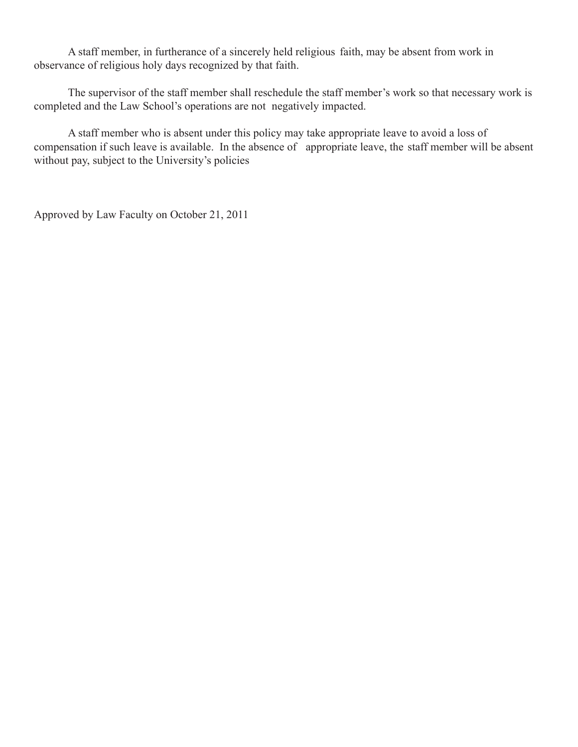A staff member, in furtherance of a sincerely held religious faith, may be absent from work in observance of religious holy days recognized by that faith.

The supervisor of the staff member shall reschedule the staff member's work so that necessary work is completed and the Law School's operations are not negatively impacted.

A staff member who is absent under this policy may take appropriate leave to avoid a loss of compensation if such leave is available. In the absence of appropriate leave, the staff member will be absent without pay, subject to the University's policies

Approved by Law Faculty on October 21, 2011